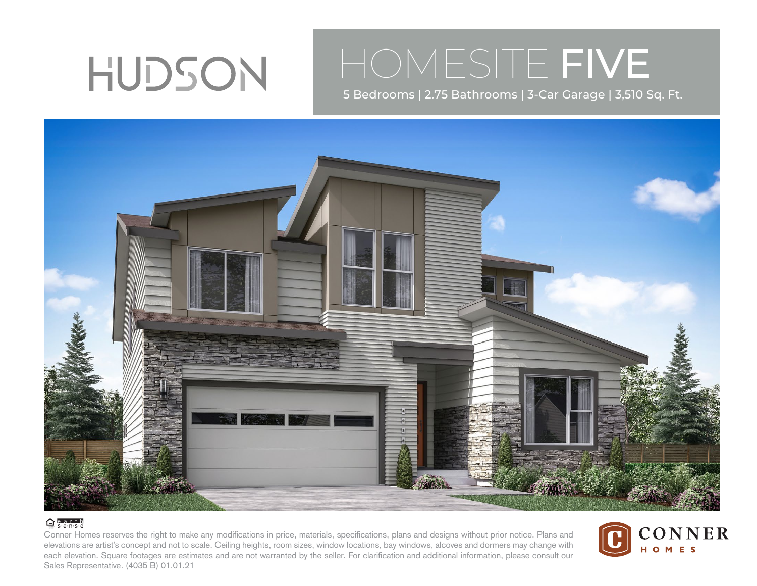# HUDSON

## HOMESITE FIVE

5 Bedrooms | 2.75 Bathrooms | 3-Car Garage | 3,510 Sq. Ft.

Conner Homes reserves the right to make any modifications in price, materials, specifications, plans and designs without prior notice. Plans and elevations are artist's concept and not to scale. Ceiling heights, room sizes, window locations, bay windows, alcoves and dormers may change with each elevation. Square footages are estimates and are not warranted by the seller. For clarification and additional information, please consult our Sales Representative. (4035 B) 01.01.21

CONNER HOMES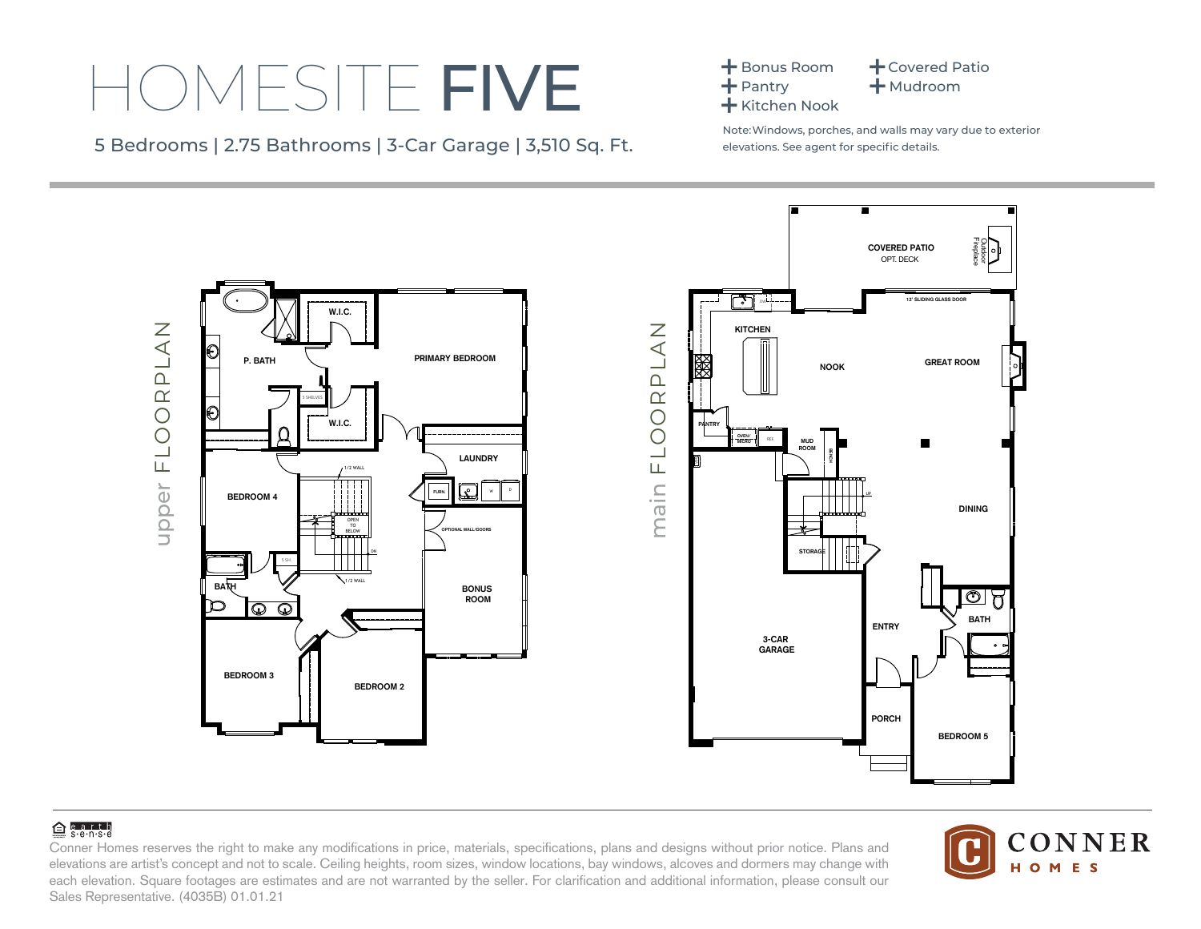# HOMESITE **FIVE**

5 Bedrooms | 2.75 Bathrooms | 3-Car Garage | 3,510 Sq. Ft.

- + Bonus Room
- + Pantry
- + Kitchen Nook
- + Covered Patio
- + Mudroom

Note: Windows, porches, and walls may vary due to exterior elevations. See agent for specific details.

## upper FLOORPLAN

P. BATH
W.I.C.
W.I.C.
5 SHELVES
PRIMARY BEDROOM
LAUNDRY
FURN.
W
D
BEDROOM 4
1/2 WALL
OPEN TO BELOW
DN
1/2 WALL
OPTIONAL WALL/DOORS
5 SH.
BATH
BONUS ROOM
BEDROOM 3
BEDROOM 2

## main FLOORPLAN

COVERED PATIO
OPT. DECK
Outdoor Fireplace
12' SLIDING GLASS DOOR
KITCHEN
NOOK
GREAT ROOM
PANTRY
OVEN/MICRO
REF
MUD ROOM
BENCH
UP
DINING
STORAGE
BATH
3-CAR GARAGE
ENTRY
PORCH
BEDROOM 5

earth sense

Conner Homes reserves the right to make any modifications in price, materials, specifications, plans and designs without prior notice. Plans and elevations are artist's concept and not to scale. Ceiling heights, room sizes, window locations, bay windows, alcoves and dormers may change with each elevation. Square footages are estimates and are not warranted by the seller. For clarification and additional information, please consult our Sales Representative. (4035B) 01.01.21

CONNER HOMES